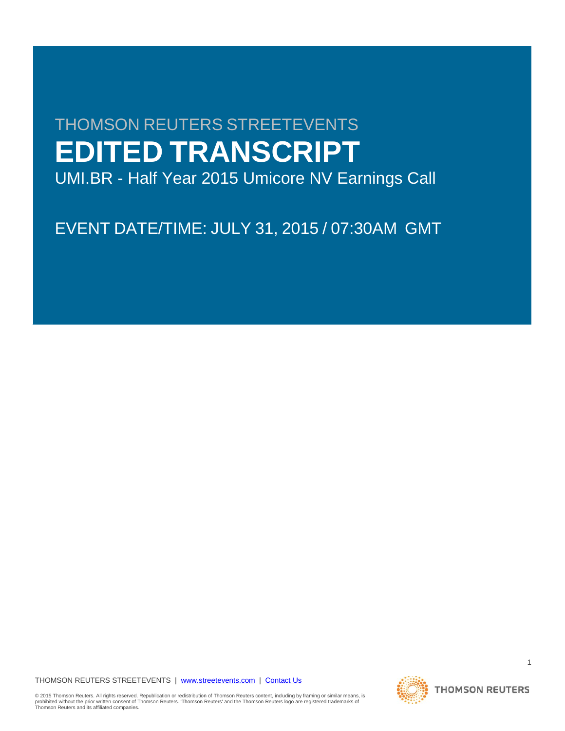THOMSON REUTERS STREETEVENTS

# EDITED TRANSCRIPT

UMI.BR - Half Year 2015 Umicore NV Earnings Call

EVENT DATE/TIME: JULY 31, 2015 / 07:30AM GMT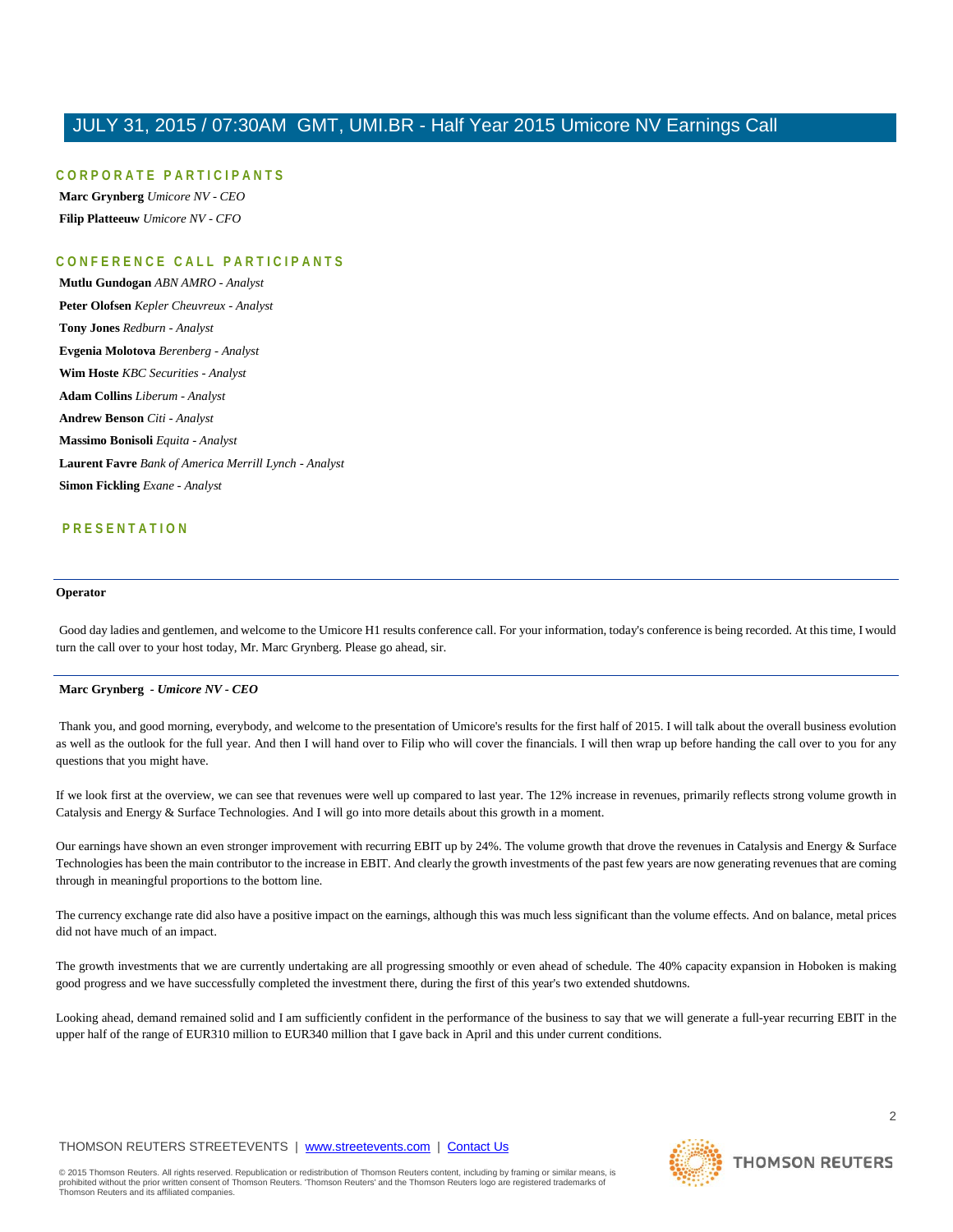## CORPORATE PARTICIPANTS

**Marc Grynberg** *Umicore NV - CEO*

**Filip Platteeuw** *Umicore NV - CFO*

## CONFERENCE CALL PARTICIPANTS

**Mutlu Gundogan** *ABN AMRO - Analyst*

**Peter Olofsen** *Kepler Cheuvreux - Analyst*

**Tony Jones** *Redburn - Analyst*

**Evgenia Molotova** *Berenberg - Analyst*

**Wim Hoste** *KBC Securities - Analyst*

**Adam Collins** *Liberum - Analyst*

**Andrew Benson** *Citi - Analyst*

**Massimo Bonisoli** *Equita - Analyst*

**Laurent Favre** *Bank of America Merrill Lynch - Analyst*

**Simon Fickling** *Exane - Analyst*

## PRESENTATION

---

**Operator**

Good day ladies and gentlemen, and welcome to the Umicore H1 results conference call. For your information, today's conference is being recorded. At this time, I would turn the call over to your host today, Mr. Marc Grynberg. Please go ahead, sir.

---

**Marc Grynberg** - *Umicore NV - CEO*

Thank you, and good morning, everybody, and welcome to the presentation of Umicore's results for the first half of 2015. I will talk about the overall business evolution as well as the outlook for the full year. And then I will hand over to Filip who will cover the financials. I will then wrap up before handing the call over to you for any questions that you might have.

If we look first at the overview, we can see that revenues were well up compared to last year. The 12% increase in revenues, primarily reflects strong volume growth in Catalysis and Energy & Surface Technologies. And I will go into more details about this growth in a moment.

Our earnings have shown an even stronger improvement with recurring EBIT up by 24%. The volume growth that drove the revenues in Catalysis and Energy & Surface Technologies has been the main contributor to the increase in EBIT. And clearly the growth investments of the past few years are now generating revenues that are coming through in meaningful proportions to the bottom line.

The currency exchange rate did also have a positive impact on the earnings, although this was much less significant than the volume effects. And on balance, metal prices did not have much of an impact.

The growth investments that we are currently undertaking are all progressing smoothly or even ahead of schedule. The 40% capacity expansion in Hoboken is making good progress and we have successfully completed the investment there, during the first of this year's two extended shutdowns.

Looking ahead, demand remained solid and I am sufficiently confident in the performance of the business to say that we will generate a full-year recurring EBIT in the upper half of the range of EUR310 million to EUR340 million that I gave back in April and this under current conditions.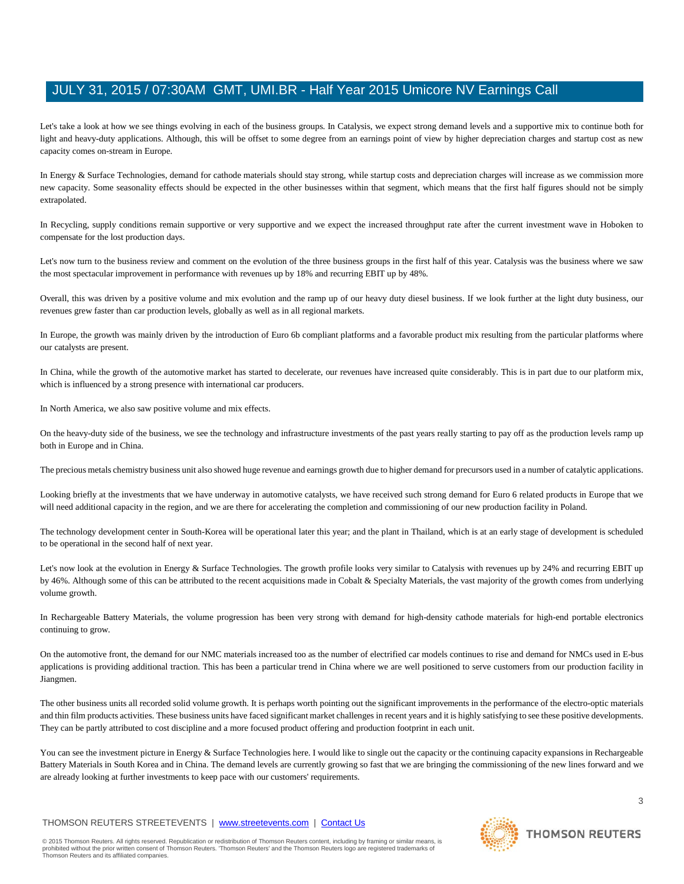Let's take a look at how we see things evolving in each of the business groups. In Catalysis, we expect strong demand levels and a supportive mix to continue both for light and heavy-duty applications. Although, this will be offset to some degree from an earnings point of view by higher depreciation charges and startup cost as new capacity comes on-stream in Europe.

In Energy & Surface Technologies, demand for cathode materials should stay strong, while startup costs and depreciation charges will increase as we commission more new capacity. Some seasonality effects should be expected in the other businesses within that segment, which means that the first half figures should not be simply extrapolated.

In Recycling, supply conditions remain supportive or very supportive and we expect the increased throughput rate after the current investment wave in Hoboken to compensate for the lost production days.

Let's now turn to the business review and comment on the evolution of the three business groups in the first half of this year. Catalysis was the business where we saw the most spectacular improvement in performance with revenues up by 18% and recurring EBIT up by 48%.

Overall, this was driven by a positive volume and mix evolution and the ramp up of our heavy duty diesel business. If we look further at the light duty business, our revenues grew faster than car production levels, globally as well as in all regional markets.

In Europe, the growth was mainly driven by the introduction of Euro 6b compliant platforms and a favorable product mix resulting from the particular platforms where our catalysts are present.

In China, while the growth of the automotive market has started to decelerate, our revenues have increased quite considerably. This is in part due to our platform mix, which is influenced by a strong presence with international car producers.

In North America, we also saw positive volume and mix effects.

On the heavy-duty side of the business, we see the technology and infrastructure investments of the past years really starting to pay off as the production levels ramp up both in Europe and in China.

The precious metals chemistry business unit also showed huge revenue and earnings growth due to higher demand for precursors used in a number of catalytic applications.

Looking briefly at the investments that we have underway in automotive catalysts, we have received such strong demand for Euro 6 related products in Europe that we will need additional capacity in the region, and we are there for accelerating the completion and commissioning of our new production facility in Poland.

The technology development center in South-Korea will be operational later this year; and the plant in Thailand, which is at an early stage of development is scheduled to be operational in the second half of next year.

Let's now look at the evolution in Energy & Surface Technologies. The growth profile looks very similar to Catalysis with revenues up by 24% and recurring EBIT up by 46%. Although some of this can be attributed to the recent acquisitions made in Cobalt & Specialty Materials, the vast majority of the growth comes from underlying volume growth.

In Rechargeable Battery Materials, the volume progression has been very strong with demand for high-density cathode materials for high-end portable electronics continuing to grow.

On the automotive front, the demand for our NMC materials increased too as the number of electrified car models continues to rise and demand for NMCs used in E-bus applications is providing additional traction. This has been a particular trend in China where we are well positioned to serve customers from our production facility in Jiangmen.

The other business units all recorded solid volume growth. It is perhaps worth pointing out the significant improvements in the performance of the electro-optic materials and thin film products activities. These business units have faced significant market challenges in recent years and it is highly satisfying to see these positive developments. They can be partly attributed to cost discipline and a more focused product offering and production footprint in each unit.

You can see the investment picture in Energy & Surface Technologies here. I would like to single out the capacity or the continuing capacity expansions in Rechargeable Battery Materials in South Korea and in China. The demand levels are currently growing so fast that we are bringing the commissioning of the new lines forward and we are already looking at further investments to keep pace with our customers' requirements.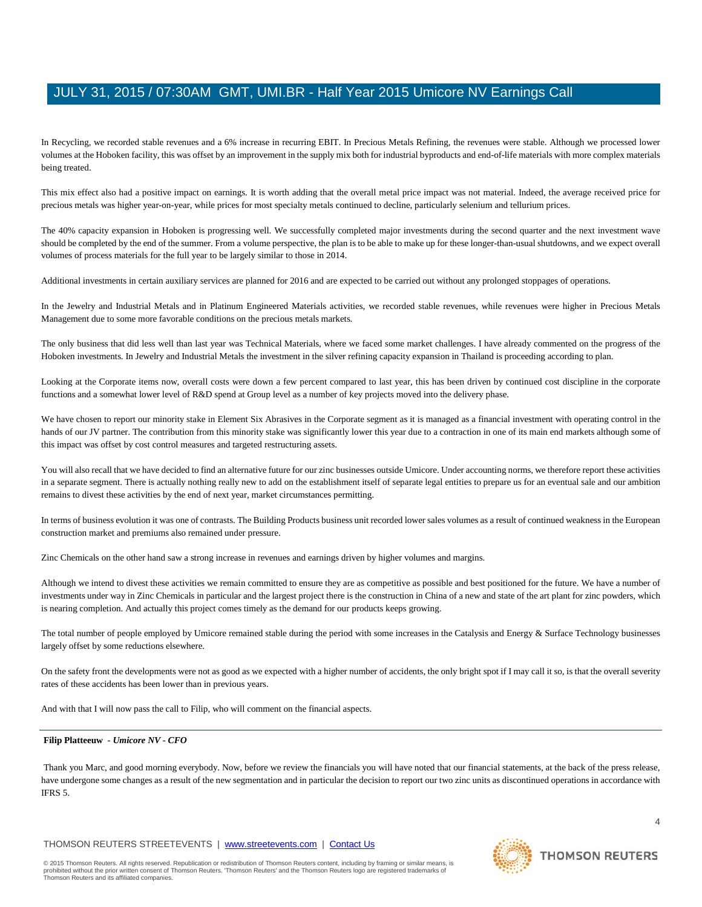In Recycling, we recorded stable revenues and a 6% increase in recurring EBIT. In Precious Metals Refining, the revenues were stable. Although we processed lower volumes at the Hoboken facility, this was offset by an improvement in the supply mix both for industrial byproducts and end-of-life materials with more complex materials being treated.

This mix effect also had a positive impact on earnings. It is worth adding that the overall metal price impact was not material. Indeed, the average received price for precious metals was higher year-on-year, while prices for most specialty metals continued to decline, particularly selenium and tellurium prices.

The 40% capacity expansion in Hoboken is progressing well. We successfully completed major investments during the second quarter and the next investment wave should be completed by the end of the summer. From a volume perspective, the plan is to be able to make up for these longer-than-usual shutdowns, and we expect overall volumes of process materials for the full year to be largely similar to those in 2014.

Additional investments in certain auxiliary services are planned for 2016 and are expected to be carried out without any prolonged stoppages of operations.

In the Jewelry and Industrial Metals and in Platinum Engineered Materials activities, we recorded stable revenues, while revenues were higher in Precious Metals Management due to some more favorable conditions on the precious metals markets.

The only business that did less well than last year was Technical Materials, where we faced some market challenges. I have already commented on the progress of the Hoboken investments. In Jewelry and Industrial Metals the investment in the silver refining capacity expansion in Thailand is proceeding according to plan.

Looking at the Corporate items now, overall costs were down a few percent compared to last year, this has been driven by continued cost discipline in the corporate functions and a somewhat lower level of R&D spend at Group level as a number of key projects moved into the delivery phase.

We have chosen to report our minority stake in Element Six Abrasives in the Corporate segment as it is managed as a financial investment with operating control in the hands of our JV partner. The contribution from this minority stake was significantly lower this year due to a contraction in one of its main end markets although some of this impact was offset by cost control measures and targeted restructuring assets.

You will also recall that we have decided to find an alternative future for our zinc businesses outside Umicore. Under accounting norms, we therefore report these activities in a separate segment. There is actually nothing really new to add on the establishment itself of separate legal entities to prepare us for an eventual sale and our ambition remains to divest these activities by the end of next year, market circumstances permitting.

In terms of business evolution it was one of contrasts. The Building Products business unit recorded lower sales volumes as a result of continued weakness in the European construction market and premiums also remained under pressure.

Zinc Chemicals on the other hand saw a strong increase in revenues and earnings driven by higher volumes and margins.

Although we intend to divest these activities we remain committed to ensure they are as competitive as possible and best positioned for the future. We have a number of investments under way in Zinc Chemicals in particular and the largest project there is the construction in China of a new and state of the art plant for zinc powders, which is nearing completion. And actually this project comes timely as the demand for our products keeps growing.

The total number of people employed by Umicore remained stable during the period with some increases in the Catalysis and Energy & Surface Technology businesses largely offset by some reductions elsewhere.

On the safety front the developments were not as good as we expected with a higher number of accidents, the only bright spot if I may call it so, is that the overall severity rates of these accidents has been lower than in previous years.

And with that I will now pass the call to Filip, who will comment on the financial aspects.

---

**Filip Platteeuw** *- Umicore NV - CFO*

Thank you Marc, and good morning everybody. Now, before we review the financials you will have noted that our financial statements, at the back of the press release, have undergone some changes as a result of the new segmentation and in particular the decision to report our two zinc units as discontinued operations in accordance with IFRS 5.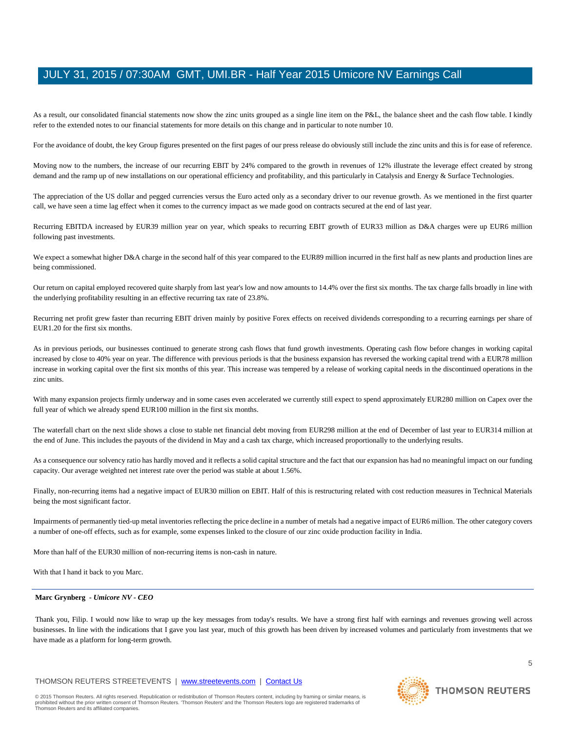As a result, our consolidated financial statements now show the zinc units grouped as a single line item on the P&L, the balance sheet and the cash flow table. I kindly refer to the extended notes to our financial statements for more details on this change and in particular to note number 10.

For the avoidance of doubt, the key Group figures presented on the first pages of our press release do obviously still include the zinc units and this is for ease of reference.

Moving now to the numbers, the increase of our recurring EBIT by 24% compared to the growth in revenues of 12% illustrate the leverage effect created by strong demand and the ramp up of new installations on our operational efficiency and profitability, and this particularly in Catalysis and Energy & Surface Technologies.

The appreciation of the US dollar and pegged currencies versus the Euro acted only as a secondary driver to our revenue growth. As we mentioned in the first quarter call, we have seen a time lag effect when it comes to the currency impact as we made good on contracts secured at the end of last year.

Recurring EBITDA increased by EUR39 million year on year, which speaks to recurring EBIT growth of EUR33 million as D&A charges were up EUR6 million following past investments.

We expect a somewhat higher D&A charge in the second half of this year compared to the EUR89 million incurred in the first half as new plants and production lines are being commissioned.

Our return on capital employed recovered quite sharply from last year's low and now amounts to 14.4% over the first six months. The tax charge falls broadly in line with the underlying profitability resulting in an effective recurring tax rate of 23.8%.

Recurring net profit grew faster than recurring EBIT driven mainly by positive Forex effects on received dividends corresponding to a recurring earnings per share of EUR1.20 for the first six months.

As in previous periods, our businesses continued to generate strong cash flows that fund growth investments. Operating cash flow before changes in working capital increased by close to 40% year on year. The difference with previous periods is that the business expansion has reversed the working capital trend with a EUR78 million increase in working capital over the first six months of this year. This increase was tempered by a release of working capital needs in the discontinued operations in the zinc units.

With many expansion projects firmly underway and in some cases even accelerated we currently still expect to spend approximately EUR280 million on Capex over the full year of which we already spend EUR100 million in the first six months.

The waterfall chart on the next slide shows a close to stable net financial debt moving from EUR298 million at the end of December of last year to EUR314 million at the end of June. This includes the payouts of the dividend in May and a cash tax charge, which increased proportionally to the underlying results.

As a consequence our solvency ratio has hardly moved and it reflects a solid capital structure and the fact that our expansion has had no meaningful impact on our funding capacity. Our average weighted net interest rate over the period was stable at about 1.56%.

Finally, non-recurring items had a negative impact of EUR30 million on EBIT. Half of this is restructuring related with cost reduction measures in Technical Materials being the most significant factor.

Impairments of permanently tied-up metal inventories reflecting the price decline in a number of metals had a negative impact of EUR6 million. The other category covers a number of one-off effects, such as for example, some expenses linked to the closure of our zinc oxide production facility in India.

More than half of the EUR30 million of non-recurring items is non-cash in nature.

With that I hand it back to you Marc.

---

**Marc Grynberg** - *Umicore NV - CEO*

Thank you, Filip. I would now like to wrap up the key messages from today's results. We have a strong first half with earnings and revenues growing well across businesses. In line with the indications that I gave you last year, much of this growth has been driven by increased volumes and particularly from investments that we have made as a platform for long-term growth.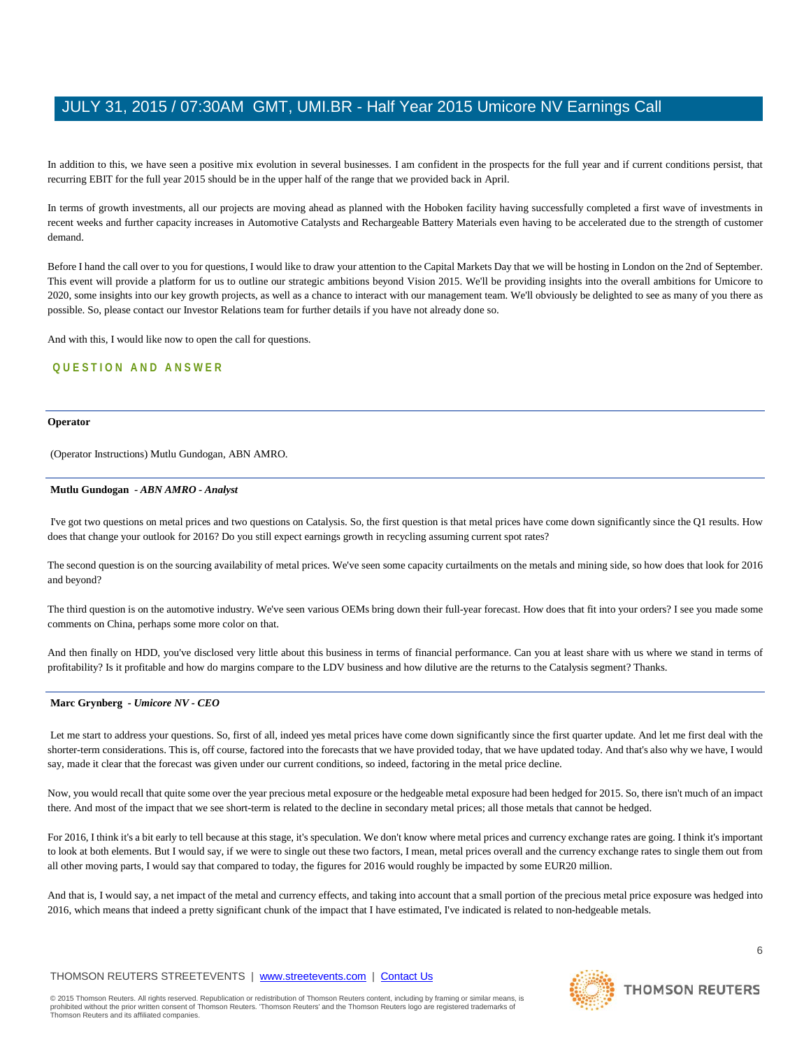In addition to this, we have seen a positive mix evolution in several businesses. I am confident in the prospects for the full year and if current conditions persist, that recurring EBIT for the full year 2015 should be in the upper half of the range that we provided back in April.

In terms of growth investments, all our projects are moving ahead as planned with the Hoboken facility having successfully completed a first wave of investments in recent weeks and further capacity increases in Automotive Catalysts and Rechargeable Battery Materials even having to be accelerated due to the strength of customer demand.

Before I hand the call over to you for questions, I would like to draw your attention to the Capital Markets Day that we will be hosting in London on the 2nd of September. This event will provide a platform for us to outline our strategic ambitions beyond Vision 2015. We'll be providing insights into the overall ambitions for Umicore to 2020, some insights into our key growth projects, as well as a chance to interact with our management team. We'll obviously be delighted to see as many of you there as possible. So, please contact our Investor Relations team for further details if you have not already done so.

And with this, I would like now to open the call for questions.

## QUESTION AND ANSWER

---

**Operator**

(Operator Instructions) Mutlu Gundogan, ABN AMRO.

---

**Mutlu Gundogan** - *ABN AMRO - Analyst*

I've got two questions on metal prices and two questions on Catalysis. So, the first question is that metal prices have come down significantly since the Q1 results. How does that change your outlook for 2016? Do you still expect earnings growth in recycling assuming current spot rates?

The second question is on the sourcing availability of metal prices. We've seen some capacity curtailments on the metals and mining side, so how does that look for 2016 and beyond?

The third question is on the automotive industry. We've seen various OEMs bring down their full-year forecast. How does that fit into your orders? I see you made some comments on China, perhaps some more color on that.

And then finally on HDD, you've disclosed very little about this business in terms of financial performance. Can you at least share with us where we stand in terms of profitability? Is it profitable and how do margins compare to the LDV business and how dilutive are the returns to the Catalysis segment? Thanks.

---

**Marc Grynberg** - *Umicore NV - CEO*

Let me start to address your questions. So, first of all, indeed yes metal prices have come down significantly since the first quarter update. And let me first deal with the shorter-term considerations. This is, off course, factored into the forecasts that we have provided today, that we have updated today. And that's also why we have, I would say, made it clear that the forecast was given under our current conditions, so indeed, factoring in the metal price decline.

Now, you would recall that quite some over the year precious metal exposure or the hedgeable metal exposure had been hedged for 2015. So, there isn't much of an impact there. And most of the impact that we see short-term is related to the decline in secondary metal prices; all those metals that cannot be hedged.

For 2016, I think it's a bit early to tell because at this stage, it's speculation. We don't know where metal prices and currency exchange rates are going. I think it's important to look at both elements. But I would say, if we were to single out these two factors, I mean, metal prices overall and the currency exchange rates to single them out from all other moving parts, I would say that compared to today, the figures for 2016 would roughly be impacted by some EUR20 million.

And that is, I would say, a net impact of the metal and currency effects, and taking into account that a small portion of the precious metal price exposure was hedged into 2016, which means that indeed a pretty significant chunk of the impact that I have estimated, I've indicated is related to non-hedgeable metals.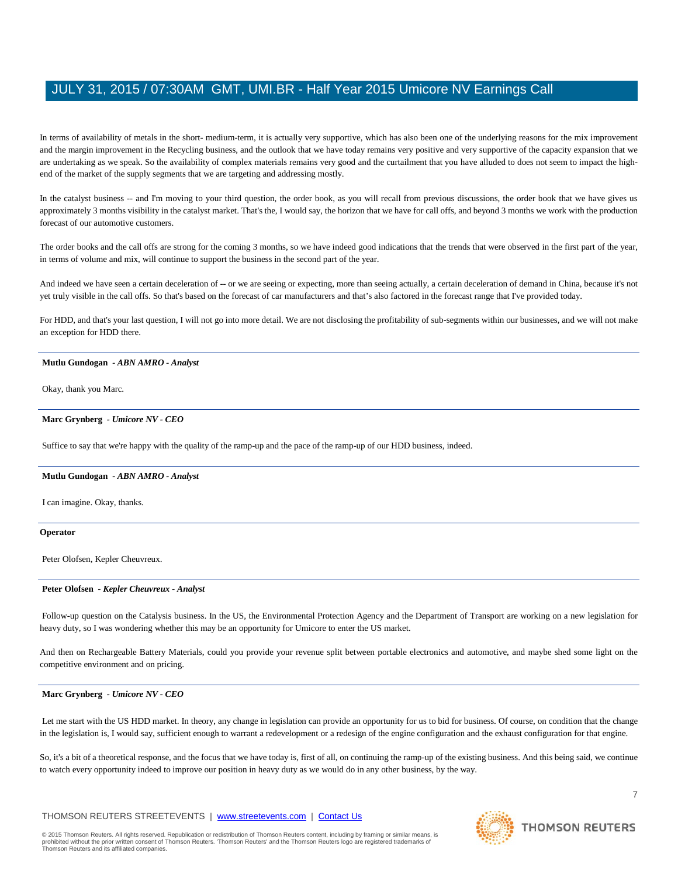In terms of availability of metals in the short- medium-term, it is actually very supportive, which has also been one of the underlying reasons for the mix improvement and the margin improvement in the Recycling business, and the outlook that we have today remains very positive and very supportive of the capacity expansion that we are undertaking as we speak. So the availability of complex materials remains very good and the curtailment that you have alluded to does not seem to impact the high-end of the market of the supply segments that we are targeting and addressing mostly.

In the catalyst business -- and I'm moving to your third question, the order book, as you will recall from previous discussions, the order book that we have gives us approximately 3 months visibility in the catalyst market. That's the, I would say, the horizon that we have for call offs, and beyond 3 months we work with the production forecast of our automotive customers.

The order books and the call offs are strong for the coming 3 months, so we have indeed good indications that the trends that were observed in the first part of the year, in terms of volume and mix, will continue to support the business in the second part of the year.

And indeed we have seen a certain deceleration of -- or we are seeing or expecting, more than seeing actually, a certain deceleration of demand in China, because it's not yet truly visible in the call offs. So that's based on the forecast of car manufacturers and that's also factored in the forecast range that I've provided today.

For HDD, and that's your last question, I will not go into more detail. We are not disclosing the profitability of sub-segments within our businesses, and we will not make an exception for HDD there.

---

**Mutlu Gundogan** - *ABN AMRO - Analyst*

Okay, thank you Marc.

---

**Marc Grynberg** - *Umicore NV - CEO*

Suffice to say that we're happy with the quality of the ramp-up and the pace of the ramp-up of our HDD business, indeed.

---

**Mutlu Gundogan** - *ABN AMRO - Analyst*

I can imagine. Okay, thanks.

---

**Operator**

Peter Olofsen, Kepler Cheuvreux.

---

**Peter Olofsen** - *Kepler Cheuvreux - Analyst*

Follow-up question on the Catalysis business. In the US, the Environmental Protection Agency and the Department of Transport are working on a new legislation for heavy duty, so I was wondering whether this may be an opportunity for Umicore to enter the US market.

And then on Rechargeable Battery Materials, could you provide your revenue split between portable electronics and automotive, and maybe shed some light on the competitive environment and on pricing.

---

**Marc Grynberg** - *Umicore NV - CEO*

Let me start with the US HDD market. In theory, any change in legislation can provide an opportunity for us to bid for business. Of course, on condition that the change in the legislation is, I would say, sufficient enough to warrant a redevelopment or a redesign of the engine configuration and the exhaust configuration for that engine.

So, it's a bit of a theoretical response, and the focus that we have today is, first of all, on continuing the ramp-up of the existing business. And this being said, we continue to watch every opportunity indeed to improve our position in heavy duty as we would do in any other business, by the way.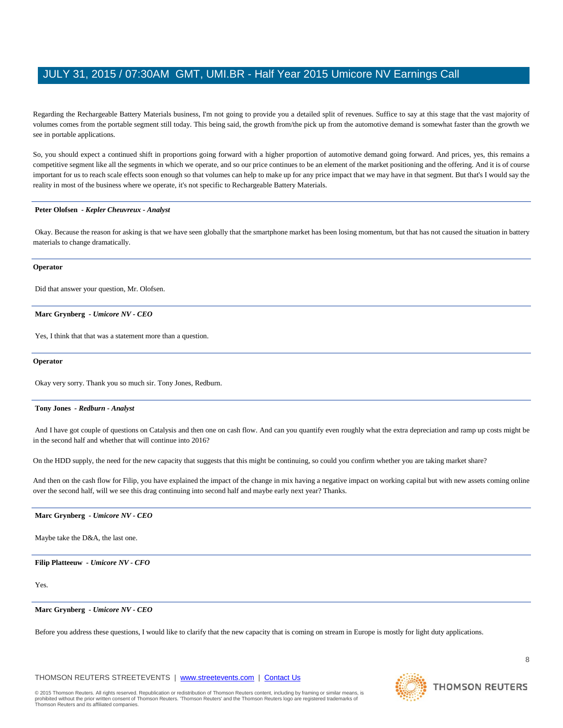Regarding the Rechargeable Battery Materials business, I'm not going to provide you a detailed split of revenues. Suffice to say at this stage that the vast majority of volumes comes from the portable segment still today. This being said, the growth from/the pick up from the automotive demand is somewhat faster than the growth we see in portable applications.

So, you should expect a continued shift in proportions going forward with a higher proportion of automotive demand going forward. And prices, yes, this remains a competitive segment like all the segments in which we operate, and so our price continues to be an element of the market positioning and the offering. And it is of course important for us to reach scale effects soon enough so that volumes can help to make up for any price impact that we may have in that segment. But that's I would say the reality in most of the business where we operate, it's not specific to Rechargeable Battery Materials.

---

**Peter Olofsen** *- Kepler Cheuvreux - Analyst*

Okay. Because the reason for asking is that we have seen globally that the smartphone market has been losing momentum, but that has not caused the situation in battery materials to change dramatically.

---

**Operator**

Did that answer your question, Mr. Olofsen.

---

**Marc Grynberg** *- Umicore NV - CEO*

Yes, I think that that was a statement more than a question.

---

**Operator**

Okay very sorry. Thank you so much sir. Tony Jones, Redburn.

---

**Tony Jones** *- Redburn - Analyst*

And I have got couple of questions on Catalysis and then one on cash flow. And can you quantify even roughly what the extra depreciation and ramp up costs might be in the second half and whether that will continue into 2016?

On the HDD supply, the need for the new capacity that suggests that this might be continuing, so could you confirm whether you are taking market share?

And then on the cash flow for Filip, you have explained the impact of the change in mix having a negative impact on working capital but with new assets coming online over the second half, will we see this drag continuing into second half and maybe early next year? Thanks.

---

**Marc Grynberg** *- Umicore NV - CEO*

Maybe take the D&A, the last one.

---

**Filip Platteeuw** *- Umicore NV - CFO*

Yes.

---

**Marc Grynberg** *- Umicore NV - CEO*

Before you address these questions, I would like to clarify that the new capacity that is coming on stream in Europe is mostly for light duty applications.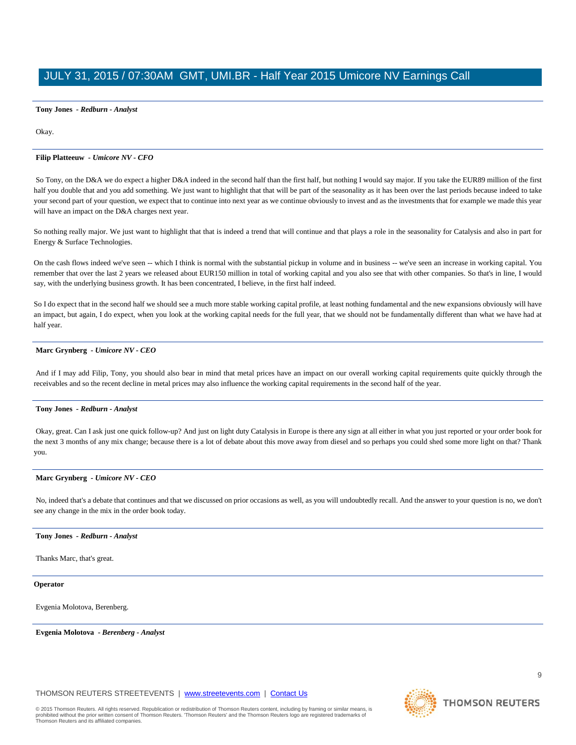**Tony Jones** - *Redburn - Analyst*

Okay.

**Filip Platteeuw** - *Umicore NV - CFO*

So Tony, on the D&A we do expect a higher D&A indeed in the second half than the first half, but nothing I would say major. If you take the EUR89 million of the first half you double that and you add something. We just want to highlight that that will be part of the seasonality as it has been over the last periods because indeed to take your second part of your question, we expect that to continue into next year as we continue obviously to invest and as the investments that for example we made this year will have an impact on the D&A charges next year.

So nothing really major. We just want to highlight that that is indeed a trend that will continue and that plays a role in the seasonality for Catalysis and also in part for Energy & Surface Technologies.

On the cash flows indeed we've seen -- which I think is normal with the substantial pickup in volume and in business -- we've seen an increase in working capital. You remember that over the last 2 years we released about EUR150 million in total of working capital and you also see that with other companies. So that's in line, I would say, with the underlying business growth. It has been concentrated, I believe, in the first half indeed.

So I do expect that in the second half we should see a much more stable working capital profile, at least nothing fundamental and the new expansions obviously will have an impact, but again, I do expect, when you look at the working capital needs for the full year, that we should not be fundamentally different than what we have had at half year.

**Marc Grynberg** - *Umicore NV - CEO*

And if I may add Filip, Tony, you should also bear in mind that metal prices have an impact on our overall working capital requirements quite quickly through the receivables and so the recent decline in metal prices may also influence the working capital requirements in the second half of the year.

**Tony Jones** - *Redburn - Analyst*

Okay, great. Can I ask just one quick follow-up? And just on light duty Catalysis in Europe is there any sign at all either in what you just reported or your order book for the next 3 months of any mix change; because there is a lot of debate about this move away from diesel and so perhaps you could shed some more light on that? Thank you.

**Marc Grynberg** - *Umicore NV - CEO*

No, indeed that's a debate that continues and that we discussed on prior occasions as well, as you will undoubtedly recall. And the answer to your question is no, we don't see any change in the mix in the order book today.

**Tony Jones** - *Redburn - Analyst*

Thanks Marc, that's great.

**Operator**

Evgenia Molotova, Berenberg.

**Evgenia Molotova** - *Berenberg - Analyst*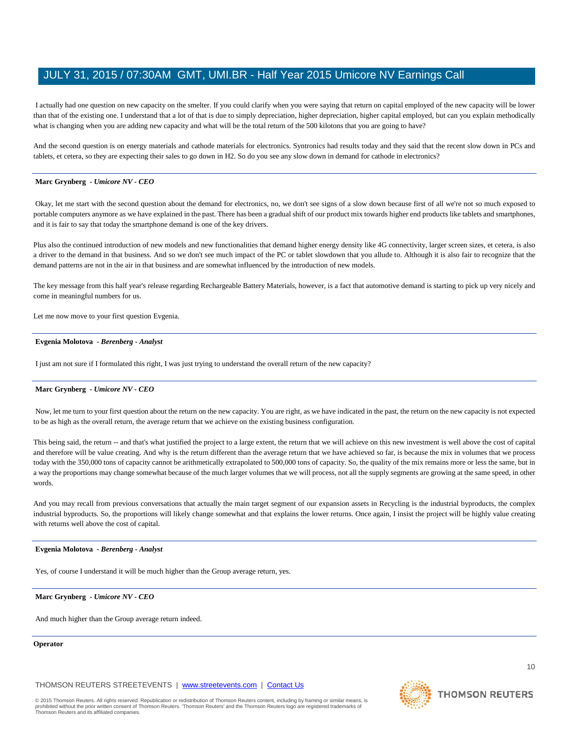I actually had one question on new capacity on the smelter. If you could clarify when you were saying that return on capital employed of the new capacity will be lower than that of the existing one. I understand that a lot of that is due to simply depreciation, higher depreciation, higher capital employed, but can you explain methodically what is changing when you are adding new capacity and what will be the total return of the 500 kilotons that you are going to have?

And the second question is on energy materials and cathode materials for electronics. Syntronics had results today and they said that the recent slow down in PCs and tablets, et cetera, so they are expecting their sales to go down in H2. So do you see any slow down in demand for cathode in electronics?

---

**Marc Grynberg** *- Umicore NV - CEO*

Okay, let me start with the second question about the demand for electronics, no, we don't see signs of a slow down because first of all we're not so much exposed to portable computers anymore as we have explained in the past. There has been a gradual shift of our product mix towards higher end products like tablets and smartphones, and it is fair to say that today the smartphone demand is one of the key drivers.

Plus also the continued introduction of new models and new functionalities that demand higher energy density like 4G connectivity, larger screen sizes, et cetera, is also a driver to the demand in that business. And so we don't see much impact of the PC or tablet slowdown that you allude to. Although it is also fair to recognize that the demand patterns are not in the air in that business and are somewhat influenced by the introduction of new models.

The key message from this half year's release regarding Rechargeable Battery Materials, however, is a fact that automotive demand is starting to pick up very nicely and come in meaningful numbers for us.

Let me now move to your first question Evgenia.

---

**Evgenia Molotova** *- Berenberg - Analyst*

I just am not sure if I formulated this right, I was just trying to understand the overall return of the new capacity?

---

**Marc Grynberg** *- Umicore NV - CEO*

Now, let me turn to your first question about the return on the new capacity. You are right, as we have indicated in the past, the return on the new capacity is not expected to be as high as the overall return, the average return that we achieve on the existing business configuration.

This being said, the return -- and that's what justified the project to a large extent, the return that we will achieve on this new investment is well above the cost of capital and therefore will be value creating. And why is the return different than the average return that we have achieved so far, is because the mix in volumes that we process today with the 350,000 tons of capacity cannot be arithmetically extrapolated to 500,000 tons of capacity. So, the quality of the mix remains more or less the same, but in a way the proportions may change somewhat because of the much larger volumes that we will process, not all the supply segments are growing at the same speed, in other words.

And you may recall from previous conversations that actually the main target segment of our expansion assets in Recycling is the industrial byproducts, the complex industrial byproducts. So, the proportions will likely change somewhat and that explains the lower returns. Once again, I insist the project will be highly value creating with returns well above the cost of capital.

---

**Evgenia Molotova** *- Berenberg - Analyst*

Yes, of course I understand it will be much higher than the Group average return, yes.

---

**Marc Grynberg** *- Umicore NV - CEO*

And much higher than the Group average return indeed.

---

**Operator**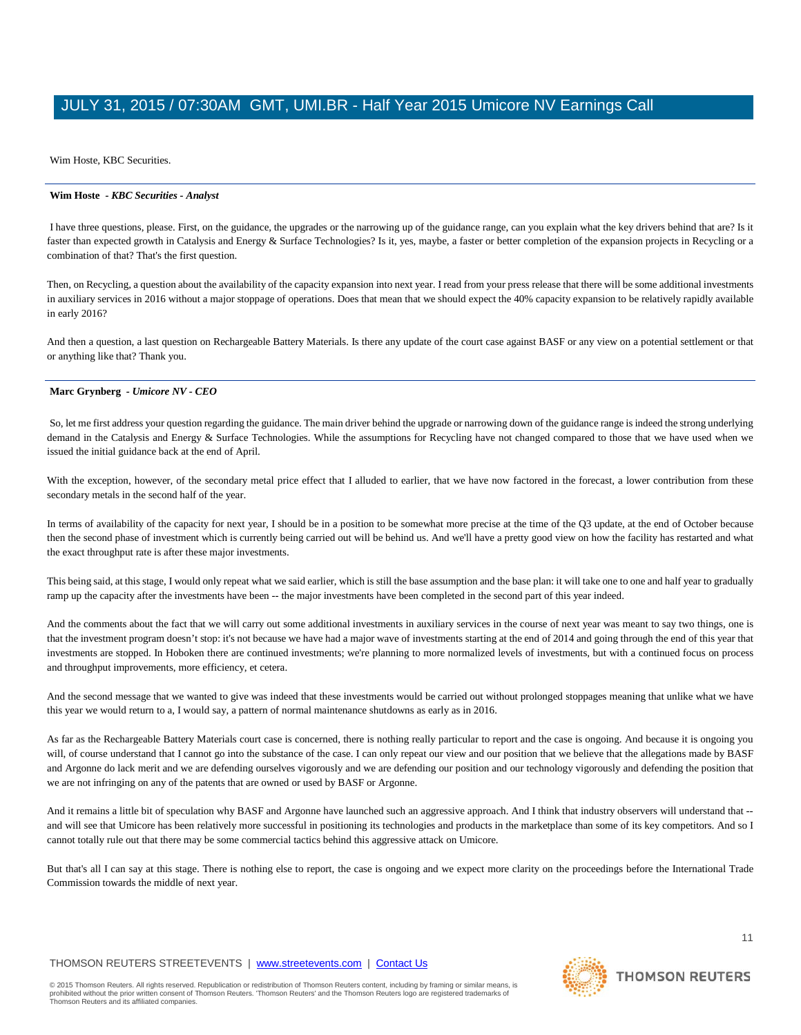Wim Hoste, KBC Securities.

---

**Wim Hoste** - *KBC Securities - Analyst*

I have three questions, please. First, on the guidance, the upgrades or the narrowing up of the guidance range, can you explain what the key drivers behind that are? Is it faster than expected growth in Catalysis and Energy & Surface Technologies? Is it, yes, maybe, a faster or better completion of the expansion projects in Recycling or a combination of that? That's the first question.

Then, on Recycling, a question about the availability of the capacity expansion into next year. I read from your press release that there will be some additional investments in auxiliary services in 2016 without a major stoppage of operations. Does that mean that we should expect the 40% capacity expansion to be relatively rapidly available in early 2016?

And then a question, a last question on Rechargeable Battery Materials. Is there any update of the court case against BASF or any view on a potential settlement or that or anything like that? Thank you.

---

**Marc Grynberg** - *Umicore NV - CEO*

So, let me first address your question regarding the guidance. The main driver behind the upgrade or narrowing down of the guidance range is indeed the strong underlying demand in the Catalysis and Energy & Surface Technologies. While the assumptions for Recycling have not changed compared to those that we have used when we issued the initial guidance back at the end of April.

With the exception, however, of the secondary metal price effect that I alluded to earlier, that we have now factored in the forecast, a lower contribution from these secondary metals in the second half of the year.

In terms of availability of the capacity for next year, I should be in a position to be somewhat more precise at the time of the Q3 update, at the end of October because then the second phase of investment which is currently being carried out will be behind us. And we'll have a pretty good view on how the facility has restarted and what the exact throughput rate is after these major investments.

This being said, at this stage, I would only repeat what we said earlier, which is still the base assumption and the base plan: it will take one to one and half year to gradually ramp up the capacity after the investments have been -- the major investments have been completed in the second part of this year indeed.

And the comments about the fact that we will carry out some additional investments in auxiliary services in the course of next year was meant to say two things, one is that the investment program doesn't stop: it's not because we have had a major wave of investments starting at the end of 2014 and going through the end of this year that investments are stopped. In Hoboken there are continued investments; we're planning to more normalized levels of investments, but with a continued focus on process and throughput improvements, more efficiency, et cetera.

And the second message that we wanted to give was indeed that these investments would be carried out without prolonged stoppages meaning that unlike what we have this year we would return to a, I would say, a pattern of normal maintenance shutdowns as early as in 2016.

As far as the Rechargeable Battery Materials court case is concerned, there is nothing really particular to report and the case is ongoing. And because it is ongoing you will, of course understand that I cannot go into the substance of the case. I can only repeat our view and our position that we believe that the allegations made by BASF and Argonne do lack merit and we are defending ourselves vigorously and we are defending our position and our technology vigorously and defending the position that we are not infringing on any of the patents that are owned or used by BASF or Argonne.

And it remains a little bit of speculation why BASF and Argonne have launched such an aggressive approach. And I think that industry observers will understand that -- and will see that Umicore has been relatively more successful in positioning its technologies and products in the marketplace than some of its key competitors. And so I cannot totally rule out that there may be some commercial tactics behind this aggressive attack on Umicore.

But that's all I can say at this stage. There is nothing else to report, the case is ongoing and we expect more clarity on the proceedings before the International Trade Commission towards the middle of next year.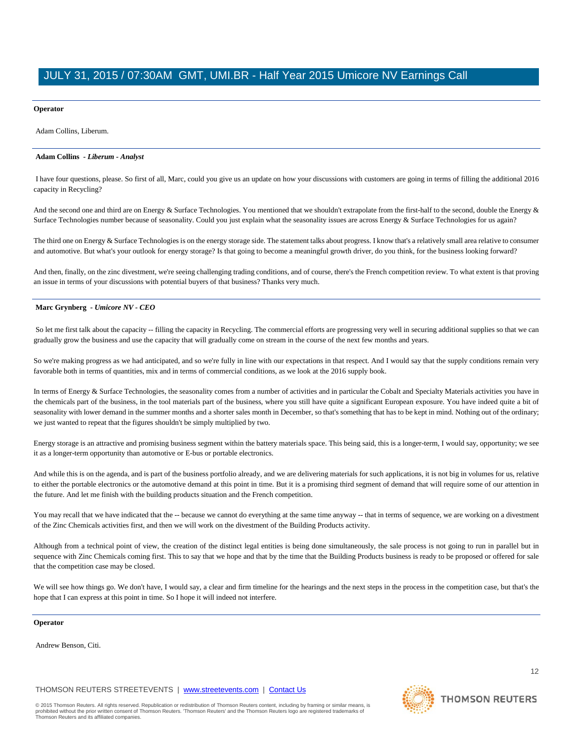**Operator**

Adam Collins, Liberum.

**Adam Collins** - *Liberum - Analyst*

I have four questions, please. So first of all, Marc, could you give us an update on how your discussions with customers are going in terms of filling the additional 2016 capacity in Recycling?

And the second one and third are on Energy & Surface Technologies. You mentioned that we shouldn't extrapolate from the first-half to the second, double the Energy & Surface Technologies number because of seasonality. Could you just explain what the seasonality issues are across Energy & Surface Technologies for us again?

The third one on Energy & Surface Technologies is on the energy storage side. The statement talks about progress. I know that's a relatively small area relative to consumer and automotive. But what's your outlook for energy storage? Is that going to become a meaningful growth driver, do you think, for the business looking forward?

And then, finally, on the zinc divestment, we're seeing challenging trading conditions, and of course, there's the French competition review. To what extent is that proving an issue in terms of your discussions with potential buyers of that business? Thanks very much.

**Marc Grynberg** - *Umicore NV - CEO*

So let me first talk about the capacity -- filling the capacity in Recycling. The commercial efforts are progressing very well in securing additional supplies so that we can gradually grow the business and use the capacity that will gradually come on stream in the course of the next few months and years.

So we're making progress as we had anticipated, and so we're fully in line with our expectations in that respect. And I would say that the supply conditions remain very favorable both in terms of quantities, mix and in terms of commercial conditions, as we look at the 2016 supply book.

In terms of Energy & Surface Technologies, the seasonality comes from a number of activities and in particular the Cobalt and Specialty Materials activities you have in the chemicals part of the business, in the tool materials part of the business, where you still have quite a significant European exposure. You have indeed quite a bit of seasonality with lower demand in the summer months and a shorter sales month in December, so that's something that has to be kept in mind. Nothing out of the ordinary; we just wanted to repeat that the figures shouldn't be simply multiplied by two.

Energy storage is an attractive and promising business segment within the battery materials space. This being said, this is a longer-term, I would say, opportunity; we see it as a longer-term opportunity than automotive or E-bus or portable electronics.

And while this is on the agenda, and is part of the business portfolio already, and we are delivering materials for such applications, it is not big in volumes for us, relative to either the portable electronics or the automotive demand at this point in time. But it is a promising third segment of demand that will require some of our attention in the future. And let me finish with the building products situation and the French competition.

You may recall that we have indicated that the -- because we cannot do everything at the same time anyway -- that in terms of sequence, we are working on a divestment of the Zinc Chemicals activities first, and then we will work on the divestment of the Building Products activity.

Although from a technical point of view, the creation of the distinct legal entities is being done simultaneously, the sale process is not going to run in parallel but in sequence with Zinc Chemicals coming first. This to say that we hope and that by the time that the Building Products business is ready to be proposed or offered for sale that the competition case may be closed.

We will see how things go. We don't have, I would say, a clear and firm timeline for the hearings and the next steps in the process in the competition case, but that's the hope that I can express at this point in time. So I hope it will indeed not interfere.

**Operator**

Andrew Benson, Citi.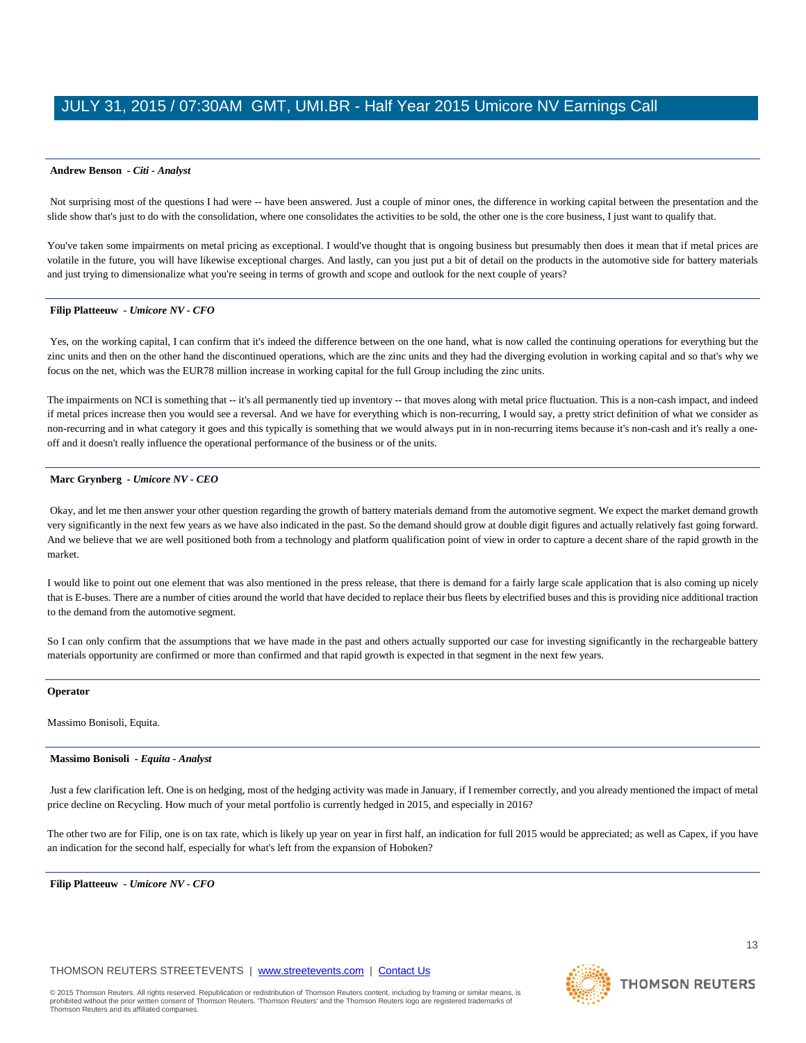**Andrew Benson** *- Citi - Analyst*

Not surprising most of the questions I had were -- have been answered. Just a couple of minor ones, the difference in working capital between the presentation and the slide show that's just to do with the consolidation, where one consolidates the activities to be sold, the other one is the core business, I just want to qualify that.

You've taken some impairments on metal pricing as exceptional. I would've thought that is ongoing business but presumably then does it mean that if metal prices are volatile in the future, you will have likewise exceptional charges. And lastly, can you just put a bit of detail on the products in the automotive side for battery materials and just trying to dimensionalize what you're seeing in terms of growth and scope and outlook for the next couple of years?

**Filip Platteeuw** *- Umicore NV - CFO*

Yes, on the working capital, I can confirm that it's indeed the difference between on the one hand, what is now called the continuing operations for everything but the zinc units and then on the other hand the discontinued operations, which are the zinc units and they had the diverging evolution in working capital and so that's why we focus on the net, which was the EUR78 million increase in working capital for the full Group including the zinc units.

The impairments on NCI is something that -- it's all permanently tied up inventory -- that moves along with metal price fluctuation. This is a non-cash impact, and indeed if metal prices increase then you would see a reversal. And we have for everything which is non-recurring, I would say, a pretty strict definition of what we consider as non-recurring and in what category it goes and this typically is something that we would always put in in non-recurring items because it's non-cash and it's really a one-off and it doesn't really influence the operational performance of the business or of the units.

**Marc Grynberg** *- Umicore NV - CEO*

Okay, and let me then answer your other question regarding the growth of battery materials demand from the automotive segment. We expect the market demand growth very significantly in the next few years as we have also indicated in the past. So the demand should grow at double digit figures and actually relatively fast going forward. And we believe that we are well positioned both from a technology and platform qualification point of view in order to capture a decent share of the rapid growth in the market.

I would like to point out one element that was also mentioned in the press release, that there is demand for a fairly large scale application that is also coming up nicely that is E-buses. There are a number of cities around the world that have decided to replace their bus fleets by electrified buses and this is providing nice additional traction to the demand from the automotive segment.

So I can only confirm that the assumptions that we have made in the past and others actually supported our case for investing significantly in the rechargeable battery materials opportunity are confirmed or more than confirmed and that rapid growth is expected in that segment in the next few years.

**Operator**

Massimo Bonisoli, Equita.

**Massimo Bonisoli** *- Equita - Analyst*

Just a few clarification left. One is on hedging, most of the hedging activity was made in January, if I remember correctly, and you already mentioned the impact of metal price decline on Recycling. How much of your metal portfolio is currently hedged in 2015, and especially in 2016?

The other two are for Filip, one is on tax rate, which is likely up year on year in first half, an indication for full 2015 would be appreciated; as well as Capex, if you have an indication for the second half, especially for what's left from the expansion of Hoboken?

**Filip Platteeuw** *- Umicore NV - CFO*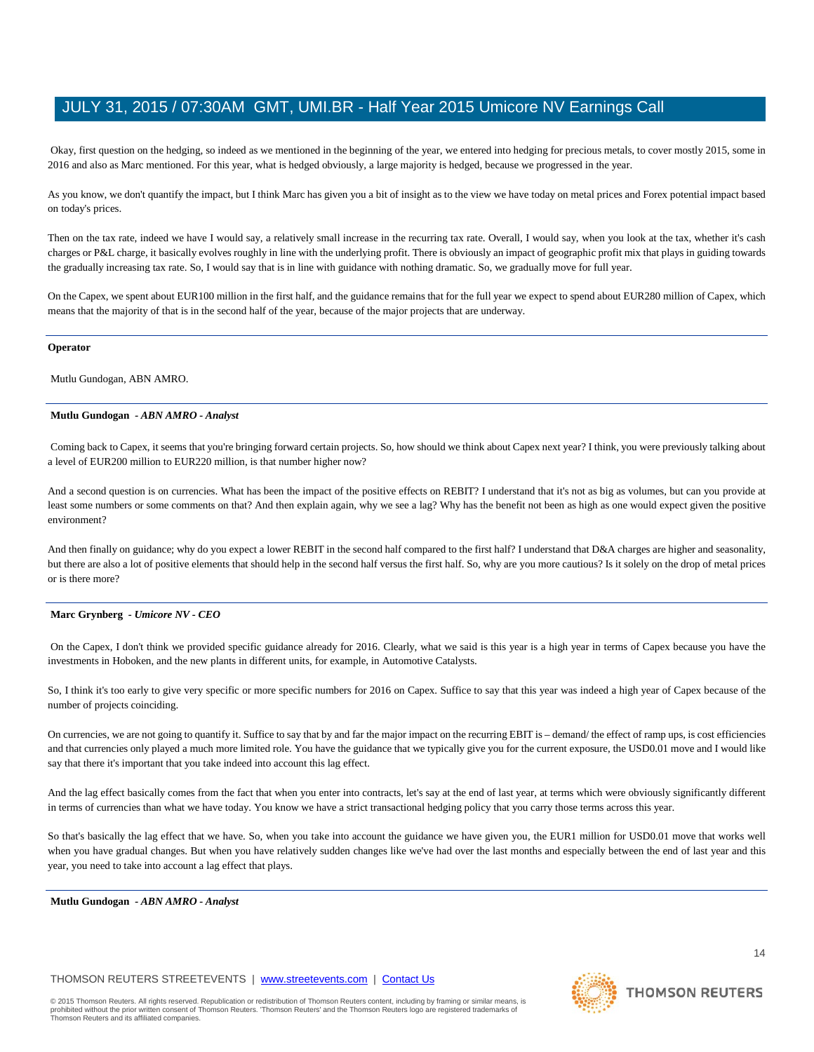Okay, first question on the hedging, so indeed as we mentioned in the beginning of the year, we entered into hedging for precious metals, to cover mostly 2015, some in 2016 and also as Marc mentioned. For this year, what is hedged obviously, a large majority is hedged, because we progressed in the year.

As you know, we don't quantify the impact, but I think Marc has given you a bit of insight as to the view we have today on metal prices and Forex potential impact based on today's prices.

Then on the tax rate, indeed we have I would say, a relatively small increase in the recurring tax rate. Overall, I would say, when you look at the tax, whether it's cash charges or P&L charge, it basically evolves roughly in line with the underlying profit. There is obviously an impact of geographic profit mix that plays in guiding towards the gradually increasing tax rate. So, I would say that is in line with guidance with nothing dramatic. So, we gradually move for full year.

On the Capex, we spent about EUR100 million in the first half, and the guidance remains that for the full year we expect to spend about EUR280 million of Capex, which means that the majority of that is in the second half of the year, because of the major projects that are underway.

---

**Operator**

Mutlu Gundogan, ABN AMRO.

---

**Mutlu Gundogan** *- ABN AMRO - Analyst*

Coming back to Capex, it seems that you're bringing forward certain projects. So, how should we think about Capex next year? I think, you were previously talking about a level of EUR200 million to EUR220 million, is that number higher now?

And a second question is on currencies. What has been the impact of the positive effects on REBIT? I understand that it's not as big as volumes, but can you provide at least some numbers or some comments on that? And then explain again, why we see a lag? Why has the benefit not been as high as one would expect given the positive environment?

And then finally on guidance; why do you expect a lower REBIT in the second half compared to the first half? I understand that D&A charges are higher and seasonality, but there are also a lot of positive elements that should help in the second half versus the first half. So, why are you more cautious? Is it solely on the drop of metal prices or is there more?

---

**Marc Grynberg** *- Umicore NV - CEO*

On the Capex, I don't think we provided specific guidance already for 2016. Clearly, what we said is this year is a high year in terms of Capex because you have the investments in Hoboken, and the new plants in different units, for example, in Automotive Catalysts.

So, I think it's too early to give very specific or more specific numbers for 2016 on Capex. Suffice to say that this year was indeed a high year of Capex because of the number of projects coinciding.

On currencies, we are not going to quantify it. Suffice to say that by and far the major impact on the recurring EBIT is – demand/ the effect of ramp ups, is cost efficiencies and that currencies only played a much more limited role. You have the guidance that we typically give you for the current exposure, the USD0.01 move and I would like say that there it's important that you take indeed into account this lag effect.

And the lag effect basically comes from the fact that when you enter into contracts, let's say at the end of last year, at terms which were obviously significantly different in terms of currencies than what we have today. You know we have a strict transactional hedging policy that you carry those terms across this year.

So that's basically the lag effect that we have. So, when you take into account the guidance we have given you, the EUR1 million for USD0.01 move that works well when you have gradual changes. But when you have relatively sudden changes like we've had over the last months and especially between the end of last year and this year, you need to take into account a lag effect that plays.

---

**Mutlu Gundogan** *- ABN AMRO - Analyst*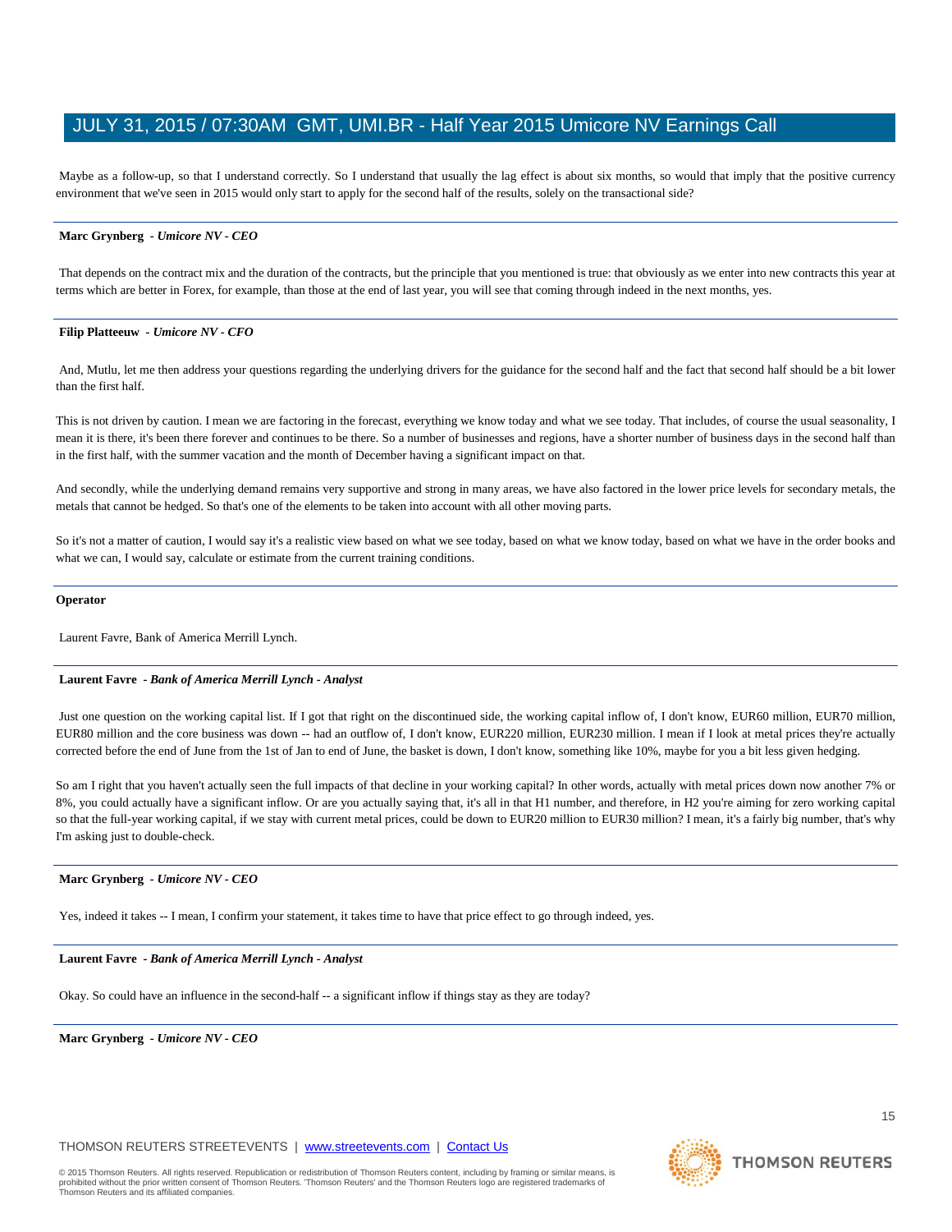Maybe as a follow-up, so that I understand correctly. So I understand that usually the lag effect is about six months, so would that imply that the positive currency environment that we've seen in 2015 would only start to apply for the second half of the results, solely on the transactional side?

---

**Marc Grynberg** - *Umicore NV - CEO*

That depends on the contract mix and the duration of the contracts, but the principle that you mentioned is true: that obviously as we enter into new contracts this year at terms which are better in Forex, for example, than those at the end of last year, you will see that coming through indeed in the next months, yes.

---

**Filip Platteeuw** - *Umicore NV - CFO*

And, Mutlu, let me then address your questions regarding the underlying drivers for the guidance for the second half and the fact that second half should be a bit lower than the first half.

This is not driven by caution. I mean we are factoring in the forecast, everything we know today and what we see today. That includes, of course the usual seasonality, I mean it is there, it's been there forever and continues to be there. So a number of businesses and regions, have a shorter number of business days in the second half than in the first half, with the summer vacation and the month of December having a significant impact on that.

And secondly, while the underlying demand remains very supportive and strong in many areas, we have also factored in the lower price levels for secondary metals, the metals that cannot be hedged. So that's one of the elements to be taken into account with all other moving parts.

So it's not a matter of caution, I would say it's a realistic view based on what we see today, based on what we know today, based on what we have in the order books and what we can, I would say, calculate or estimate from the current training conditions.

---

**Operator**

Laurent Favre, Bank of America Merrill Lynch.

---

**Laurent Favre** - *Bank of America Merrill Lynch - Analyst*

Just one question on the working capital list. If I got that right on the discontinued side, the working capital inflow of, I don't know, EUR60 million, EUR70 million, EUR80 million and the core business was down -- had an outflow of, I don't know, EUR220 million, EUR230 million. I mean if I look at metal prices they're actually corrected before the end of June from the 1st of Jan to end of June, the basket is down, I don't know, something like 10%, maybe for you a bit less given hedging.

So am I right that you haven't actually seen the full impacts of that decline in your working capital? In other words, actually with metal prices down now another 7% or 8%, you could actually have a significant inflow. Or are you actually saying that, it's all in that H1 number, and therefore, in H2 you're aiming for zero working capital so that the full-year working capital, if we stay with current metal prices, could be down to EUR20 million to EUR30 million? I mean, it's a fairly big number, that's why I'm asking just to double-check.

---

**Marc Grynberg** - *Umicore NV - CEO*

Yes, indeed it takes -- I mean, I confirm your statement, it takes time to have that price effect to go through indeed, yes.

---

**Laurent Favre** - *Bank of America Merrill Lynch - Analyst*

Okay. So could have an influence in the second-half -- a significant inflow if things stay as they are today?

---

**Marc Grynberg** - *Umicore NV - CEO*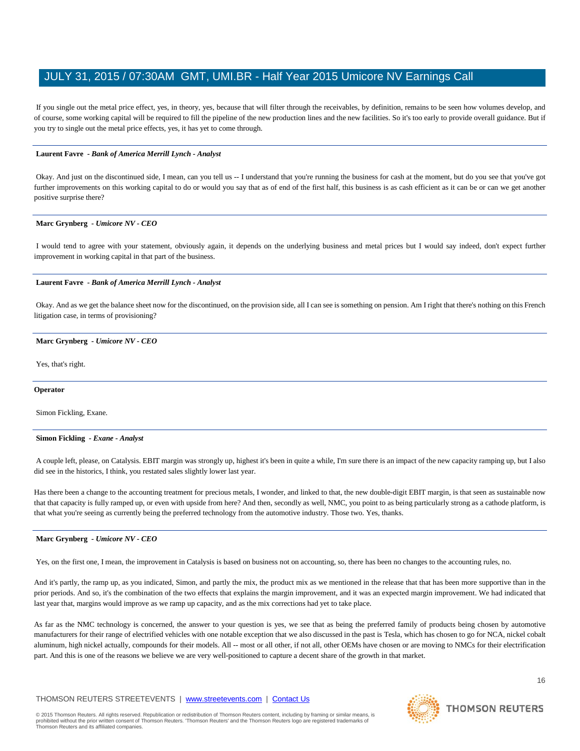If you single out the metal price effect, yes, in theory, yes, because that will filter through the receivables, by definition, remains to be seen how volumes develop, and of course, some working capital will be required to fill the pipeline of the new production lines and the new facilities. So it's too early to provide overall guidance. But if you try to single out the metal price effects, yes, it has yet to come through.

---

**Laurent Favre** - *Bank of America Merrill Lynch - Analyst*

Okay. And just on the discontinued side, I mean, can you tell us -- I understand that you're running the business for cash at the moment, but do you see that you've got further improvements on this working capital to do or would you say that as of end of the first half, this business is as cash efficient as it can be or can we get another positive surprise there?

---

**Marc Grynberg** - *Umicore NV - CEO*

I would tend to agree with your statement, obviously again, it depends on the underlying business and metal prices but I would say indeed, don't expect further improvement in working capital in that part of the business.

---

**Laurent Favre** - *Bank of America Merrill Lynch - Analyst*

Okay. And as we get the balance sheet now for the discontinued, on the provision side, all I can see is something on pension. Am I right that there's nothing on this French litigation case, in terms of provisioning?

---

**Marc Grynberg** - *Umicore NV - CEO*

Yes, that's right.

---

**Operator**

Simon Fickling, Exane.

---

**Simon Fickling** - *Exane - Analyst*

A couple left, please, on Catalysis. EBIT margin was strongly up, highest it's been in quite a while, I'm sure there is an impact of the new capacity ramping up, but I also did see in the historics, I think, you restated sales slightly lower last year.

Has there been a change to the accounting treatment for precious metals, I wonder, and linked to that, the new double-digit EBIT margin, is that seen as sustainable now that that capacity is fully ramped up, or even with upside from here? And then, secondly as well, NMC, you point to as being particularly strong as a cathode platform, is that what you're seeing as currently being the preferred technology from the automotive industry. Those two. Yes, thanks.

---

**Marc Grynberg** - *Umicore NV - CEO*

Yes, on the first one, I mean, the improvement in Catalysis is based on business not on accounting, so, there has been no changes to the accounting rules, no.

And it's partly, the ramp up, as you indicated, Simon, and partly the mix, the product mix as we mentioned in the release that that has been more supportive than in the prior periods. And so, it's the combination of the two effects that explains the margin improvement, and it was an expected margin improvement. We had indicated that last year that, margins would improve as we ramp up capacity, and as the mix corrections had yet to take place.

As far as the NMC technology is concerned, the answer to your question is yes, we see that as being the preferred family of products being chosen by automotive manufacturers for their range of electrified vehicles with one notable exception that we also discussed in the past is Tesla, which has chosen to go for NCA, nickel cobalt aluminum, high nickel actually, compounds for their models. All -- most or all other, if not all, other OEMs have chosen or are moving to NMCs for their electrification part. And this is one of the reasons we believe we are very well-positioned to capture a decent share of the growth in that market.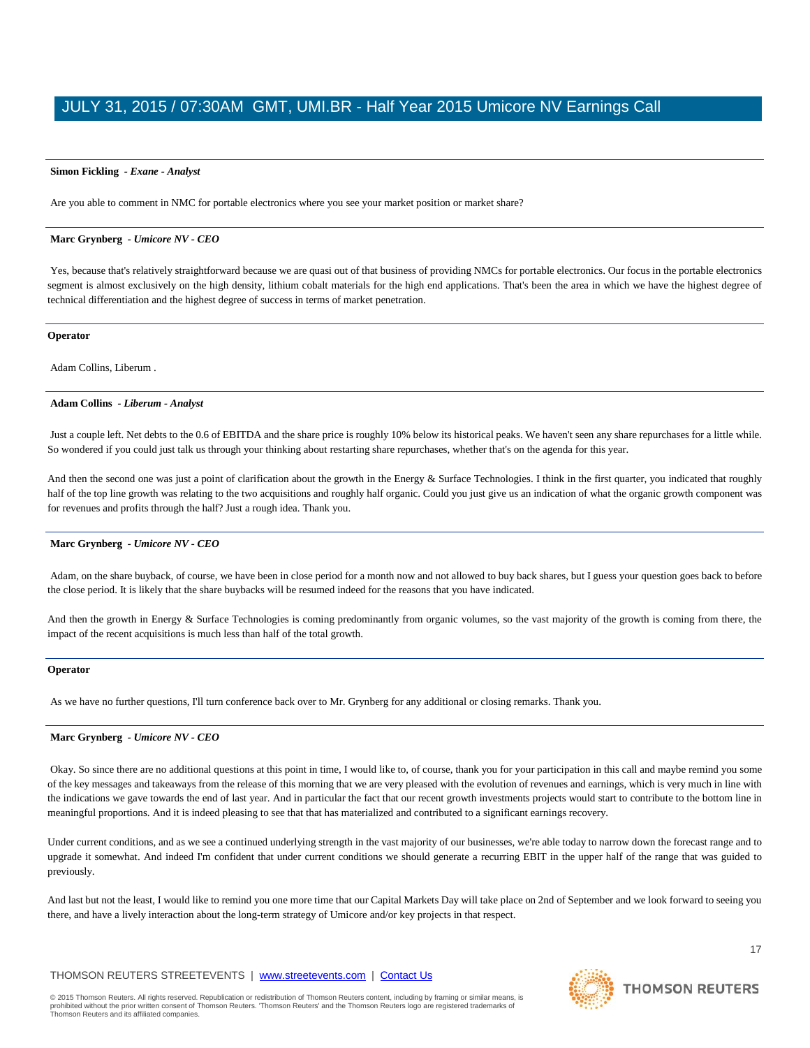**Simon Fickling** - *Exane - Analyst*

Are you able to comment in NMC for portable electronics where you see your market position or market share?

---

**Marc Grynberg** - *Umicore NV - CEO*

Yes, because that's relatively straightforward because we are quasi out of that business of providing NMCs for portable electronics. Our focus in the portable electronics segment is almost exclusively on the high density, lithium cobalt materials for the high end applications. That's been the area in which we have the highest degree of technical differentiation and the highest degree of success in terms of market penetration.

---

**Operator**

Adam Collins, Liberum .

---

**Adam Collins** - *Liberum - Analyst*

Just a couple left. Net debts to the 0.6 of EBITDA and the share price is roughly 10% below its historical peaks. We haven't seen any share repurchases for a little while. So wondered if you could just talk us through your thinking about restarting share repurchases, whether that's on the agenda for this year.

And then the second one was just a point of clarification about the growth in the Energy & Surface Technologies. I think in the first quarter, you indicated that roughly half of the top line growth was relating to the two acquisitions and roughly half organic. Could you just give us an indication of what the organic growth component was for revenues and profits through the half? Just a rough idea. Thank you.

---

**Marc Grynberg** - *Umicore NV - CEO*

Adam, on the share buyback, of course, we have been in close period for a month now and not allowed to buy back shares, but I guess your question goes back to before the close period. It is likely that the share buybacks will be resumed indeed for the reasons that you have indicated.

And then the growth in Energy & Surface Technologies is coming predominantly from organic volumes, so the vast majority of the growth is coming from there, the impact of the recent acquisitions is much less than half of the total growth.

---

**Operator**

As we have no further questions, I'll turn conference back over to Mr. Grynberg for any additional or closing remarks. Thank you.

---

**Marc Grynberg** - *Umicore NV - CEO*

Okay. So since there are no additional questions at this point in time, I would like to, of course, thank you for your participation in this call and maybe remind you some of the key messages and takeaways from the release of this morning that we are very pleased with the evolution of revenues and earnings, which is very much in line with the indications we gave towards the end of last year. And in particular the fact that our recent growth investments projects would start to contribute to the bottom line in meaningful proportions. And it is indeed pleasing to see that that has materialized and contributed to a significant earnings recovery.

Under current conditions, and as we see a continued underlying strength in the vast majority of our businesses, we're able today to narrow down the forecast range and to upgrade it somewhat. And indeed I'm confident that under current conditions we should generate a recurring EBIT in the upper half of the range that was guided to previously.

And last but not the least, I would like to remind you one more time that our Capital Markets Day will take place on 2nd of September and we look forward to seeing you there, and have a lively interaction about the long-term strategy of Umicore and/or key projects in that respect.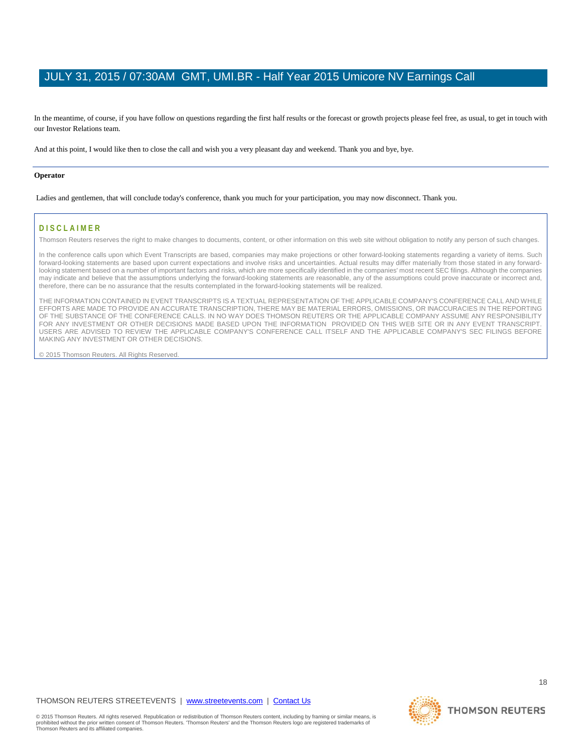In the meantime, of course, if you have follow on questions regarding the first half results or the forecast or growth projects please feel free, as usual, to get in touch with our Investor Relations team.

And at this point, I would like then to close the call and wish you a very pleasant day and weekend. Thank you and bye, bye.

---

**Operator**

Ladies and gentlemen, that will conclude today's conference, thank you much for your participation, you may now disconnect. Thank you.

---

**DISCLAIMER**

Thomson Reuters reserves the right to make changes to documents, content, or other information on this web site without obligation to notify any person of such changes.

In the conference calls upon which Event Transcripts are based, companies may make projections or other forward-looking statements regarding a variety of items. Such forward-looking statements are based upon current expectations and involve risks and uncertainties. Actual results may differ materially from those stated in any forward-looking statement based on a number of important factors and risks, which are more specifically identified in the companies' most recent SEC filings. Although the companies may indicate and believe that the assumptions underlying the forward-looking statements are reasonable, any of the assumptions could prove inaccurate or incorrect and, therefore, there can be no assurance that the results contemplated in the forward-looking statements will be realized.

THE INFORMATION CONTAINED IN EVENT TRANSCRIPTS IS A TEXTUAL REPRESENTATION OF THE APPLICABLE COMPANY'S CONFERENCE CALL AND WHILE EFFORTS ARE MADE TO PROVIDE AN ACCURATE TRANSCRIPTION, THERE MAY BE MATERIAL ERRORS, OMISSIONS, OR INACCURACIES IN THE REPORTING OF THE SUBSTANCE OF THE CONFERENCE CALLS. IN NO WAY DOES THOMSON REUTERS OR THE APPLICABLE COMPANY ASSUME ANY RESPONSIBILITY FOR ANY INVESTMENT OR OTHER DECISIONS MADE BASED UPON THE INFORMATION PROVIDED ON THIS WEB SITE OR IN ANY EVENT TRANSCRIPT. USERS ARE ADVISED TO REVIEW THE APPLICABLE COMPANY'S CONFERENCE CALL ITSELF AND THE APPLICABLE COMPANY'S SEC FILINGS BEFORE MAKING ANY INVESTMENT OR OTHER DECISIONS.

© 2015 Thomson Reuters. All Rights Reserved.